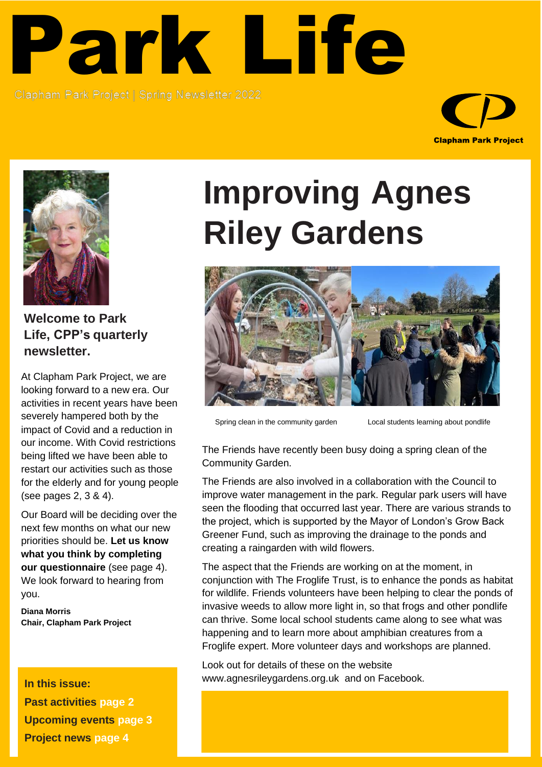# Park Life

Clapham Park Project | Spring Newsletter 2022

Clapham Park Project

**Welcome to Park Life, CPP's quarterly newsletter.**

At Clapham Park Project, we are looking forward to a new era. Our activities in recent years have been severely hampered both by the impact of Covid and a reduction in our income. With Covid restrictions being lifted we have been able to restart our activities such as those for the elderly and for young people (see pages 2, 3 & 4).

Our Board will be deciding over the next few months on what our new priorities should be. **Let us know what you think by completing our questionnaire** (see page 4). We look forward to hearing from you.

**Diana Morris**
**Chair, Clapham Park Project**

**In this issue:**

**Past activities page 2**
**Upcoming events page 3**
**Project news page 4**

## Improving Agnes Riley Gardens

Spring clean in the community garden

Local students learning about pondlife

The Friends have recently been busy doing a spring clean of the Community Garden.

The Friends are also involved in a collaboration with the Council to improve water management in the park. Regular park users will have seen the flooding that occurred last year. There are various strands to the project, which is supported by the Mayor of London's Grow Back Greener Fund, such as improving the drainage to the ponds and creating a raingarden with wild flowers.

The aspect that the Friends are working on at the moment, in conjunction with The Froglife Trust, is to enhance the ponds as habitat for wildlife. Friends volunteers have been helping to clear the ponds of invasive weeds to allow more light in, so that frogs and other pondlife can thrive. Some local school students came along to see what was happening and to learn more about amphibian creatures from a Froglife expert. More volunteer days and workshops are planned.

Look out for details of these on the website www.agnesrileygardens.org.uk and on Facebook.